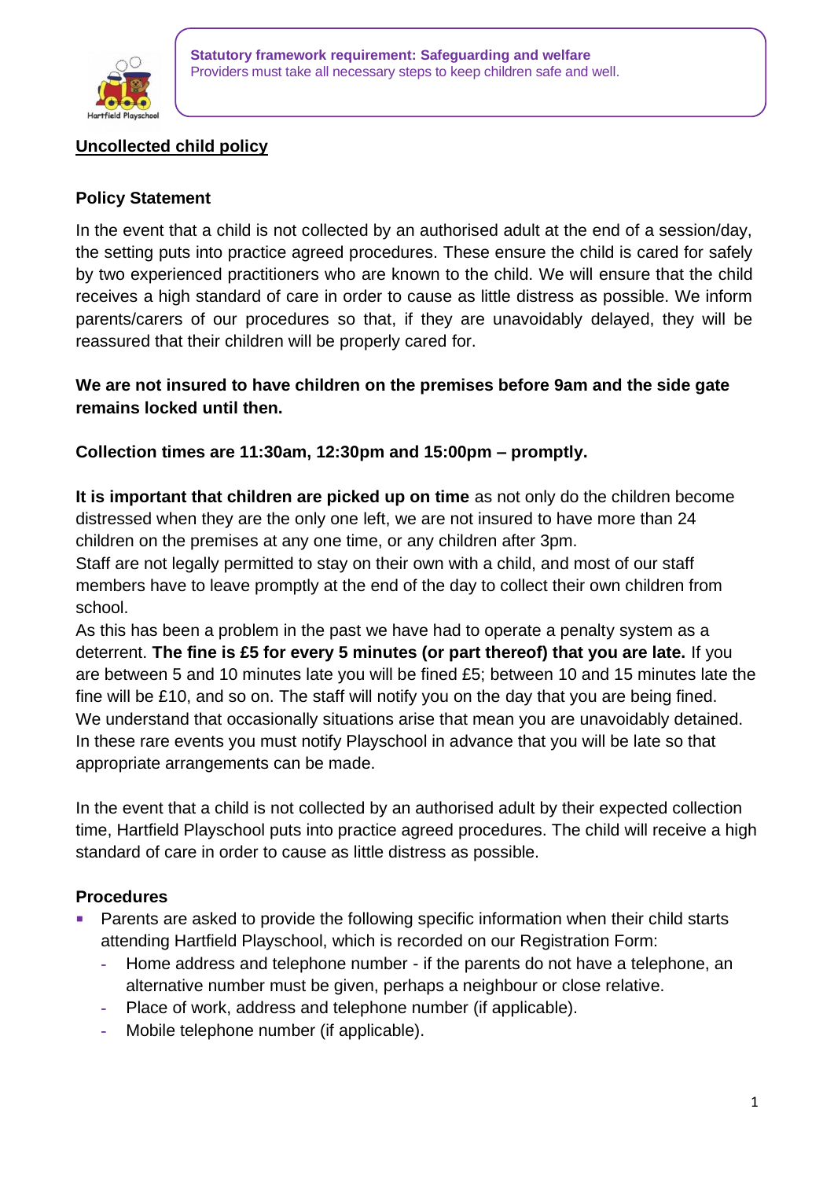**Statutory framework requirement: Safeguarding and welfare**
Providers must take all necessary steps to keep children safe and well.

# Uncollected child policy

## Policy Statement

In the event that a child is not collected by an authorised adult at the end of a session/day, the setting puts into practice agreed procedures. These ensure the child is cared for safely by two experienced practitioners who are known to the child. We will ensure that the child receives a high standard of care in order to cause as little distress as possible. We inform parents/carers of our procedures so that, if they are unavoidably delayed, they will be reassured that their children will be properly cared for.

**We are not insured to have children on the premises before 9am and the side gate remains locked until then.**

**Collection times are 11:30am, 12:30pm and 15:00pm – promptly.**

**It is important that children are picked up on time** as not only do the children become distressed when they are the only one left, we are not insured to have more than 24 children on the premises at any one time, or any children after 3pm.
Staff are not legally permitted to stay on their own with a child, and most of our staff members have to leave promptly at the end of the day to collect their own children from school.
As this has been a problem in the past we have had to operate a penalty system as a deterrent. **The fine is £5 for every 5 minutes (or part thereof) that you are late.** If you are between 5 and 10 minutes late you will be fined £5; between 10 and 15 minutes late the fine will be £10, and so on. The staff will notify you on the day that you are being fined.
We understand that occasionally situations arise that mean you are unavoidably detained. In these rare events you must notify Playschool in advance that you will be late so that appropriate arrangements can be made.

In the event that a child is not collected by an authorised adult by their expected collection time, Hartfield Playschool puts into practice agreed procedures. The child will receive a high standard of care in order to cause as little distress as possible.

## Procedures

- Parents are asked to provide the following specific information when their child starts attending Hartfield Playschool, which is recorded on our Registration Form:
  - Home address and telephone number - if the parents do not have a telephone, an alternative number must be given, perhaps a neighbour or close relative.
  - Place of work, address and telephone number (if applicable).
  - Mobile telephone number (if applicable).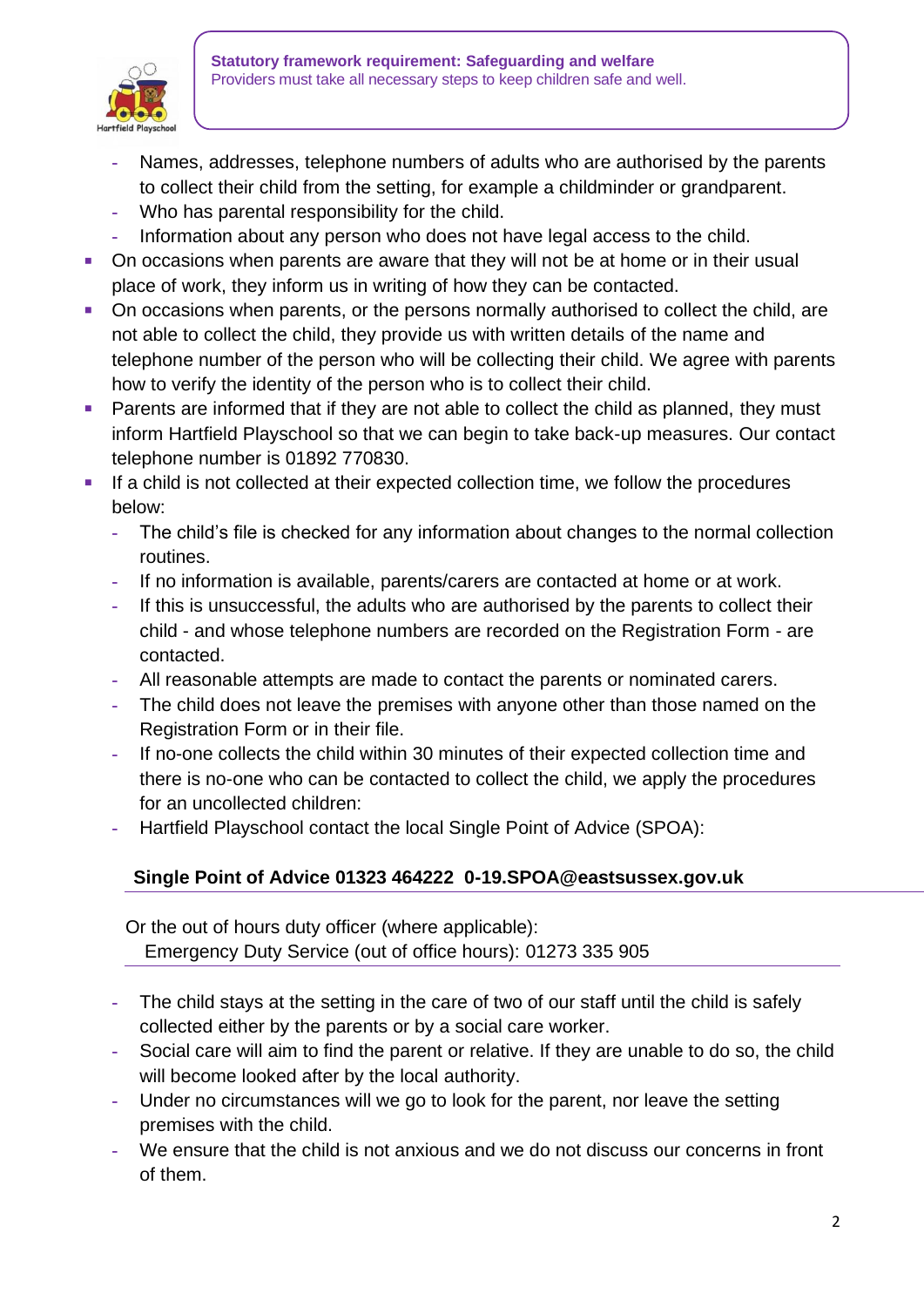**Statutory framework requirement: Safeguarding and welfare**
Providers must take all necessary steps to keep children safe and well.

  - Names, addresses, telephone numbers of adults who are authorised by the parents to collect their child from the setting, for example a childminder or grandparent.
  - Who has parental responsibility for the child.
  - Information about any person who does not have legal access to the child.
- On occasions when parents are aware that they will not be at home or in their usual place of work, they inform us in writing of how they can be contacted.
- On occasions when parents, or the persons normally authorised to collect the child, are not able to collect the child, they provide us with written details of the name and telephone number of the person who will be collecting their child. We agree with parents how to verify the identity of the person who is to collect their child.
- Parents are informed that if they are not able to collect the child as planned, they must inform Hartfield Playschool so that we can begin to take back-up measures. Our contact telephone number is 01892 770830.
- If a child is not collected at their expected collection time, we follow the procedures below:
  - The child's file is checked for any information about changes to the normal collection routines.
  - If no information is available, parents/carers are contacted at home or at work.
  - If this is unsuccessful, the adults who are authorised by the parents to collect their child - and whose telephone numbers are recorded on the Registration Form - are contacted.
  - All reasonable attempts are made to contact the parents or nominated carers.
  - The child does not leave the premises with anyone other than those named on the Registration Form or in their file.
  - If no-one collects the child within 30 minutes of their expected collection time and there is no-one who can be contacted to collect the child, we apply the procedures for an uncollected children:
  - Hartfield Playschool contact the local Single Point of Advice (SPOA):

**Single Point of Advice 01323 464222  0-19.SPOA@eastsussex.gov.uk**

Or the out of hours duty officer (where applicable):
Emergency Duty Service (out of office hours): 01273 335 905

  - The child stays at the setting in the care of two of our staff until the child is safely collected either by the parents or by a social care worker.
  - Social care will aim to find the parent or relative. If they are unable to do so, the child will become looked after by the local authority.
  - Under no circumstances will we go to look for the parent, nor leave the setting premises with the child.
  - We ensure that the child is not anxious and we do not discuss our concerns in front of them.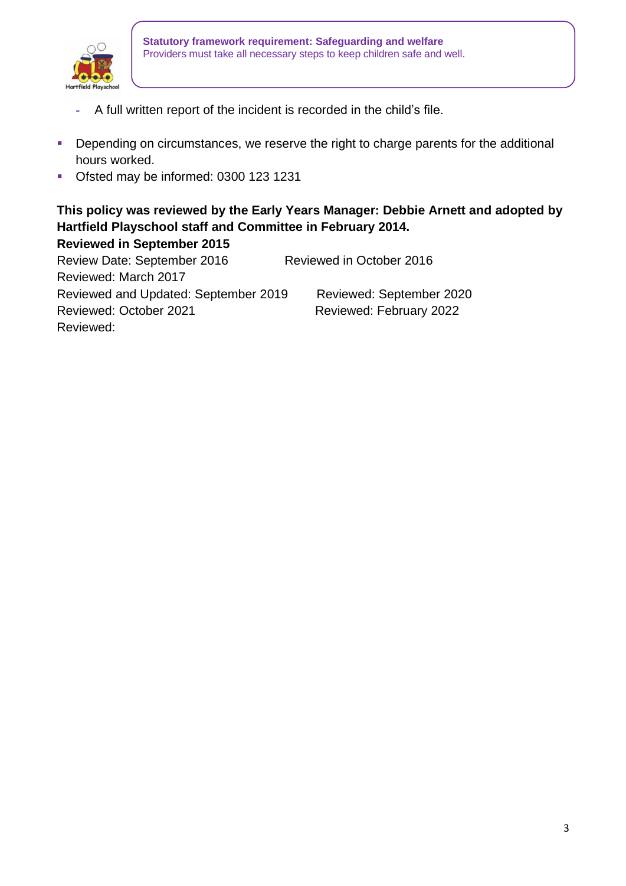**Statutory framework requirement: Safeguarding and welfare**
Providers must take all necessary steps to keep children safe and well.

- A full written report of the incident is recorded in the child's file.

- Depending on circumstances, we reserve the right to charge parents for the additional hours worked.
- Ofsted may be informed: 0300 123 1231

**This policy was reviewed by the Early Years Manager: Debbie Arnett and adopted by Hartfield Playschool staff and Committee in February 2014.**

**Reviewed in September 2015**

Review Date: September 2016

Reviewed in October 2016

Reviewed: March 2017

Reviewed and Updated: September 2019

Reviewed: September 2020

Reviewed: October 2021

Reviewed: February 2022

Reviewed: